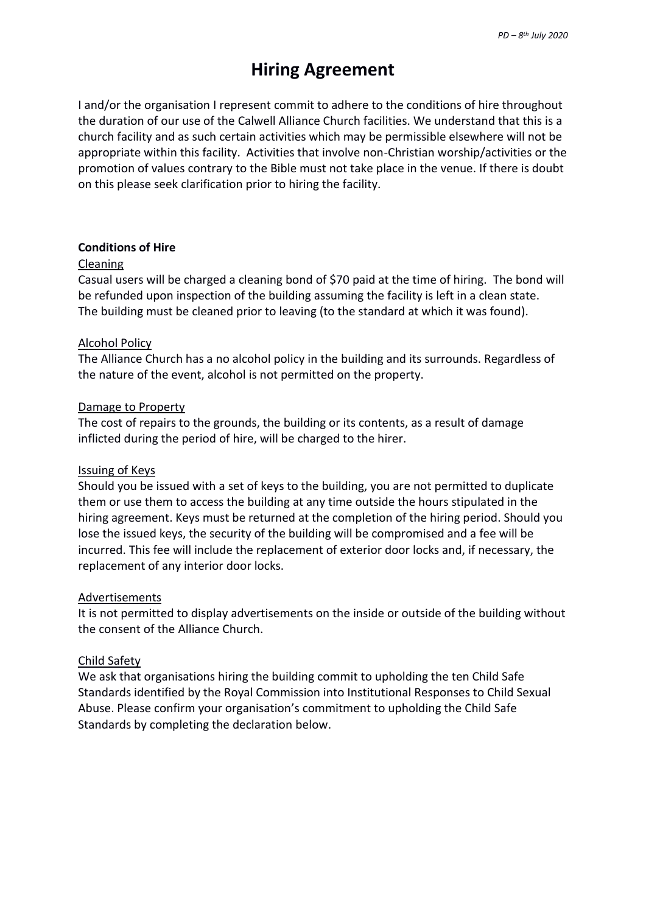# Hiring Agreement

I and/or the organisation I represent commit to adhere to the conditions of hire throughout the duration of our use of the Calwell Alliance Church facilities. We understand that this is a church facility and as such certain activities which may be permissible elsewhere will not be appropriate within this facility. Activities that involve non-Christian worship/activities or the promotion of values contrary to the Bible must not take place in the venue. If there is doubt on this please seek clarification prior to hiring the facility.

**Conditions of Hire**

Cleaning

Casual users will be charged a cleaning bond of $70 paid at the time of hiring. The bond will be refunded upon inspection of the building assuming the facility is left in a clean state. The building must be cleaned prior to leaving (to the standard at which it was found).

Alcohol Policy

The Alliance Church has a no alcohol policy in the building and its surrounds. Regardless of the nature of the event, alcohol is not permitted on the property.

Damage to Property

The cost of repairs to the grounds, the building or its contents, as a result of damage inflicted during the period of hire, will be charged to the hirer.

Issuing of Keys

Should you be issued with a set of keys to the building, you are not permitted to duplicate them or use them to access the building at any time outside the hours stipulated in the hiring agreement. Keys must be returned at the completion of the hiring period. Should you lose the issued keys, the security of the building will be compromised and a fee will be incurred. This fee will include the replacement of exterior door locks and, if necessary, the replacement of any interior door locks.

Advertisements

It is not permitted to display advertisements on the inside or outside of the building without the consent of the Alliance Church.

Child Safety

We ask that organisations hiring the building commit to upholding the ten Child Safe Standards identified by the Royal Commission into Institutional Responses to Child Sexual Abuse. Please confirm your organisation's commitment to upholding the Child Safe Standards by completing the declaration below.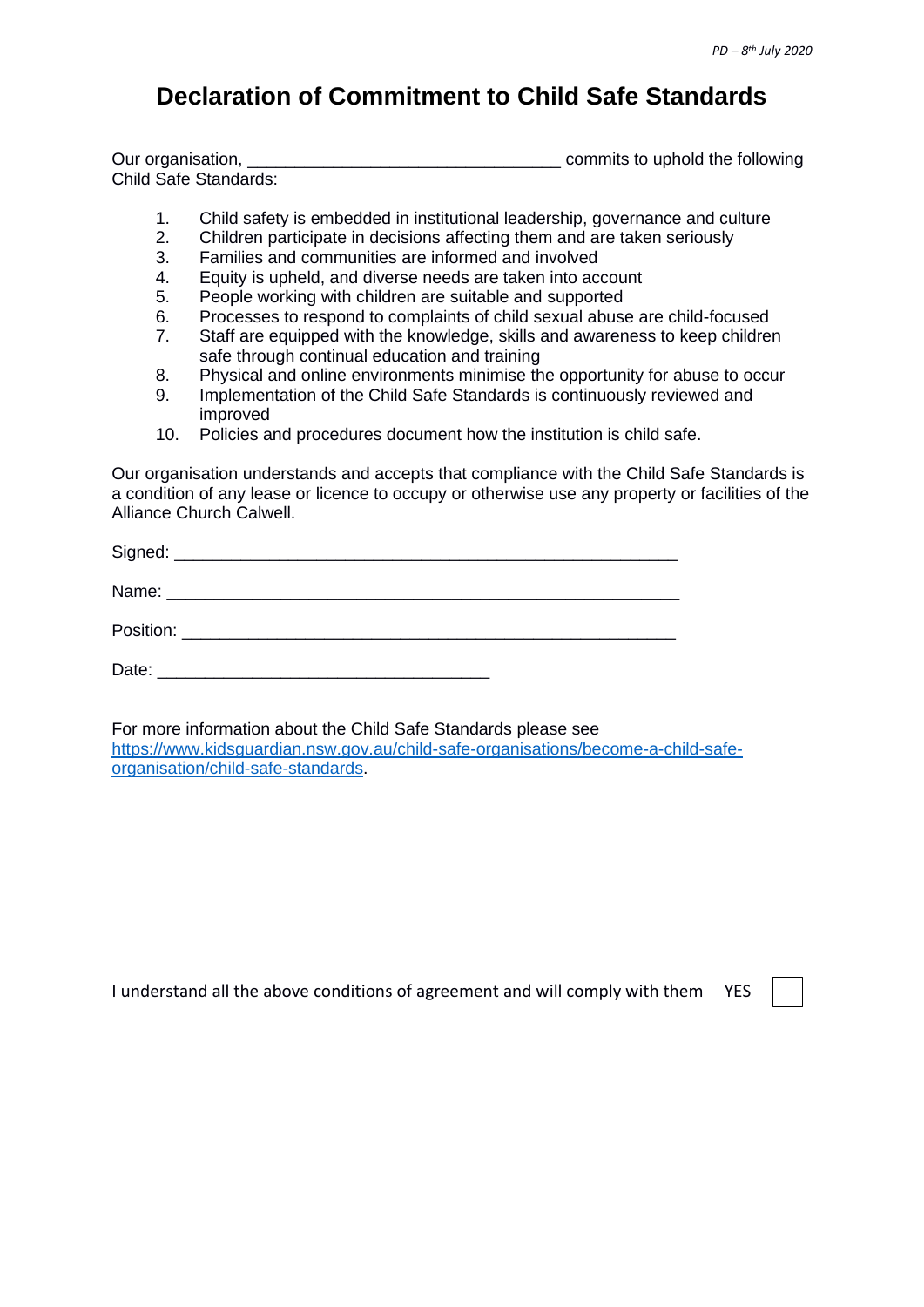# Declaration of Commitment to Child Safe Standards

Our organisation, ________________________________ commits to uphold the following Child Safe Standards:

1. Child safety is embedded in institutional leadership, governance and culture
2. Children participate in decisions affecting them and are taken seriously
3. Families and communities are informed and involved
4. Equity is upheld, and diverse needs are taken into account
5. People working with children are suitable and supported
6. Processes to respond to complaints of child sexual abuse are child-focused
7. Staff are equipped with the knowledge, skills and awareness to keep children safe through continual education and training
8. Physical and online environments minimise the opportunity for abuse to occur
9. Implementation of the Child Safe Standards is continuously reviewed and improved
10. Policies and procedures document how the institution is child safe.

Our organisation understands and accepts that compliance with the Child Safe Standards is a condition of any lease or licence to occupy or otherwise use any property or facilities of the Alliance Church Calwell.

Signed: ____________________________________________________

Name: _____________________________________________________

Position: ___________________________________________________

Date: ___________________________________

For more information about the Child Safe Standards please see https://www.kidsguardian.nsw.gov.au/child-safe-organisations/become-a-child-safe-organisation/child-safe-standards.

I understand all the above conditions of agreement and will comply with them YES ☐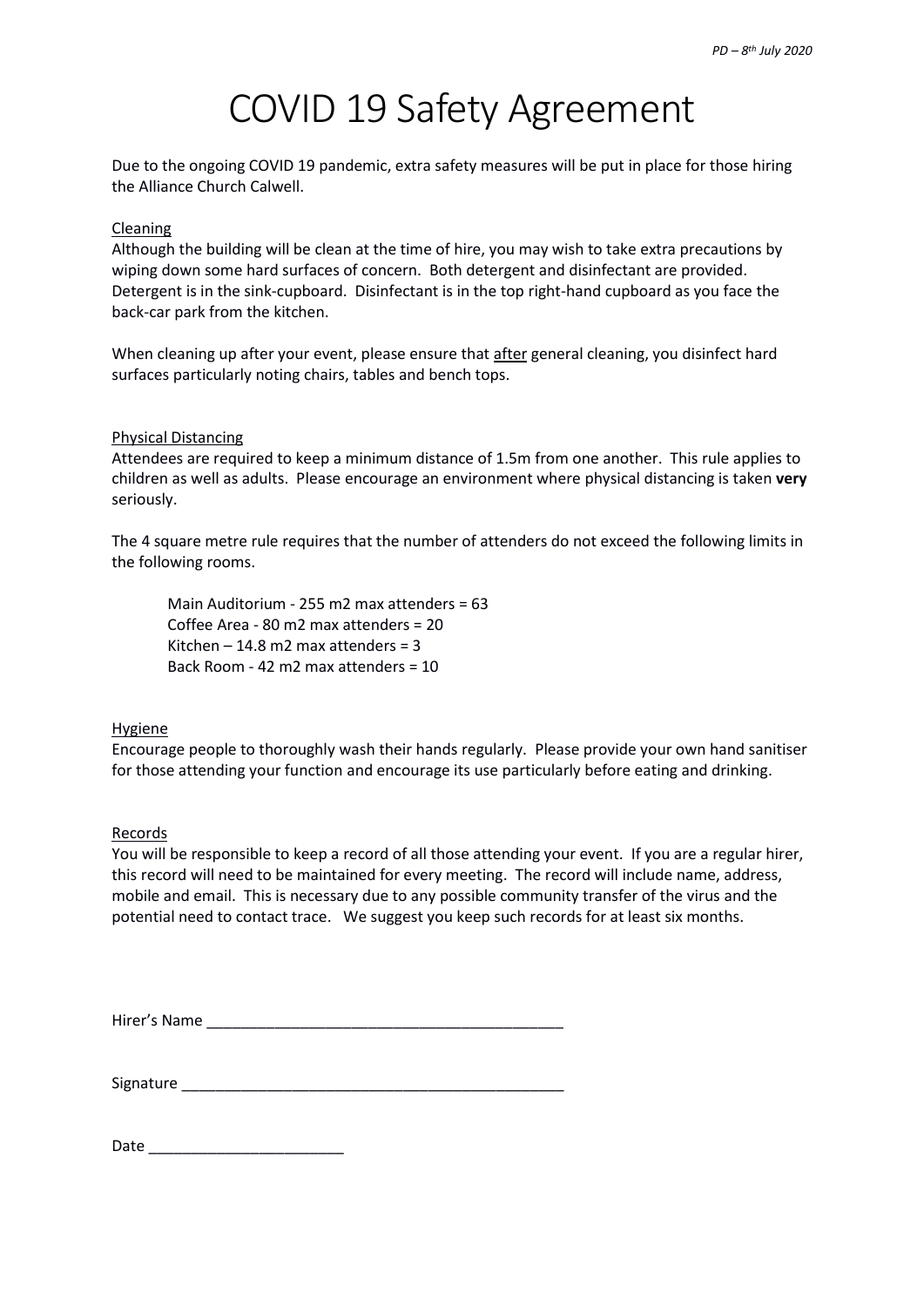*PD – 8th July 2020*

# COVID 19 Safety Agreement

Due to the ongoing COVID 19 pandemic, extra safety measures will be put in place for those hiring the Alliance Church Calwell.

## Cleaning

Although the building will be clean at the time of hire, you may wish to take extra precautions by wiping down some hard surfaces of concern. Both detergent and disinfectant are provided. Detergent is in the sink-cupboard. Disinfectant is in the top right-hand cupboard as you face the back-car park from the kitchen.

When cleaning up after your event, please ensure that <u>after</u> general cleaning, you disinfect hard surfaces particularly noting chairs, tables and bench tops.

## Physical Distancing

Attendees are required to keep a minimum distance of 1.5m from one another. This rule applies to children as well as adults. Please encourage an environment where physical distancing is taken **very** seriously.

The 4 square metre rule requires that the number of attenders do not exceed the following limits in the following rooms.

> Main Auditorium - 255 m2 max attenders = 63
> Coffee Area - 80 m2 max attenders = 20
> Kitchen – 14.8 m2 max attenders = 3
> Back Room - 42 m2 max attenders = 10

## Hygiene

Encourage people to thoroughly wash their hands regularly. Please provide your own hand sanitiser for those attending your function and encourage its use particularly before eating and drinking.

## Records

You will be responsible to keep a record of all those attending your event. If you are a regular hirer, this record will need to be maintained for every meeting. The record will include name, address, mobile and email. This is necessary due to any possible community transfer of the virus and the potential need to contact trace. We suggest you keep such records for at least six months.

Hirer's Name ___________________________________________

Signature ______________________________________________

Date _______________________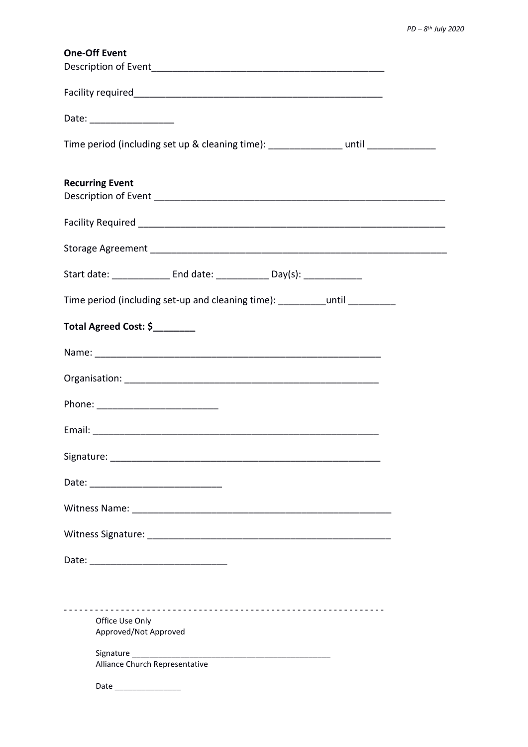**One-Off Event**

Description of Event_____________________________________________

Facility required_______________________________________________

Date: ________________

Time period (including set up & cleaning time): ______________ until _____________

**Recurring Event**

Description of Event _______________________________________________________

Facility Required ________________________________________________________

Storage Agreement _______________________________________________________

Start date: ___________ End date: __________ Day(s): ___________

Time period (including set-up and cleaning time): _________until _________

**Total Agreed Cost: $________**

Name: _______________________________________________________

Organisation: _________________________________________________

Phone: _______________________

Email: _______________________________________________________

Signature: ____________________________________________________

Date: _________________________

Witness Name: _________________________________________________

Witness Signature: _____________________________________________

Date: __________________________

- - - - - - - - - - - - - - - - - - - - - - - - - - - - - - - - - - - - - - - - - - - - - - - - - - - - - - - - - - - -

Office Use Only
Approved/Not Approved

Signature _____________________________________________
Alliance Church Representative

Date _______________